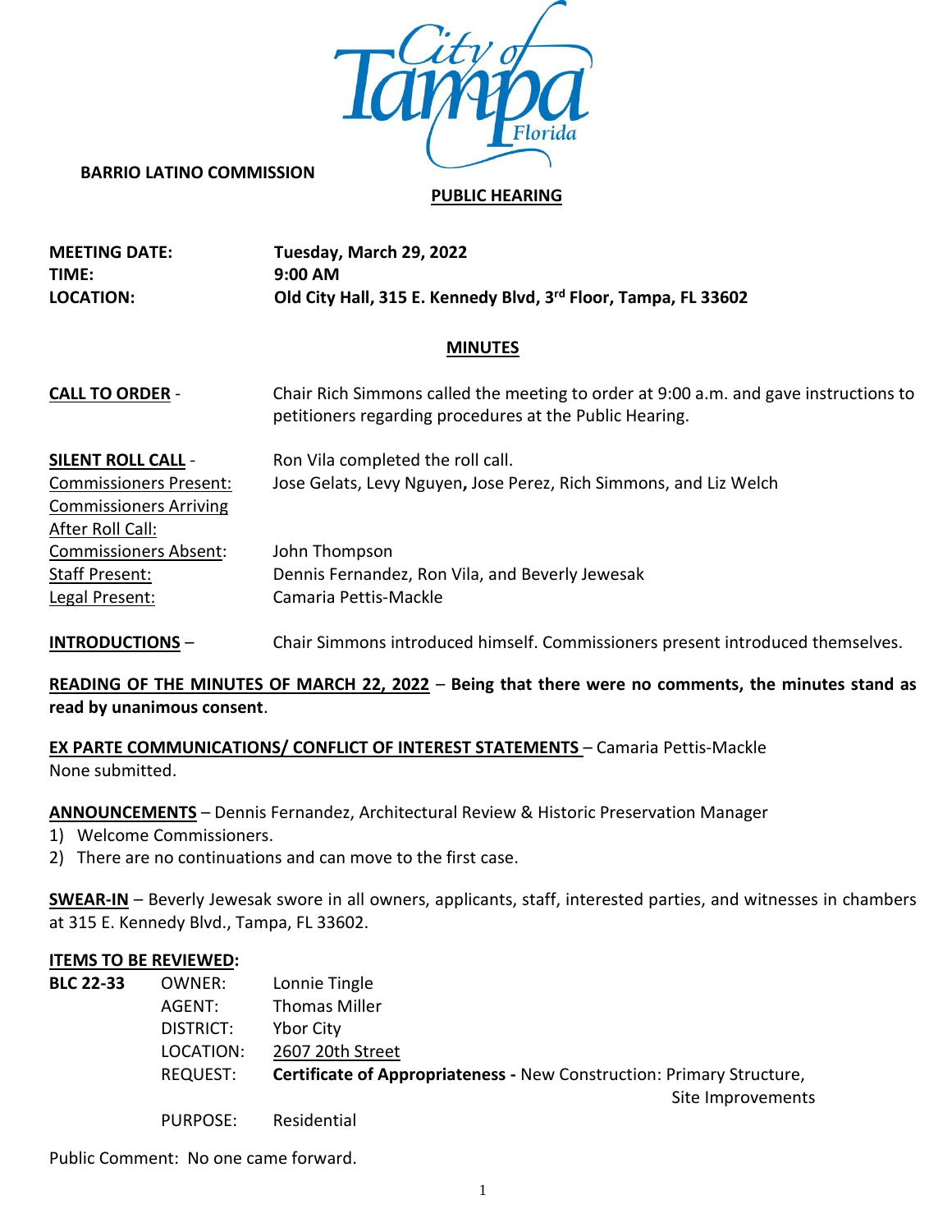**BARRIO LATINO COMMISSION**

**PUBLIC HEARING**

**MEETING DATE:** **Tuesday, March 29, 2022**
**TIME:** **9:00 AM**
**LOCATION:** **Old City Hall, 315 E. Kennedy Blvd, 3rd Floor, Tampa, FL 33602**

## MINUTES

**CALL TO ORDER** - Chair Rich Simmons called the meeting to order at 9:00 a.m. and gave instructions to petitioners regarding procedures at the Public Hearing.

**SILENT ROLL CALL** - Ron Vila completed the roll call.

Commissioners Present: Jose Gelats, Levy Nguyen, Jose Perez, Rich Simmons, and Liz Welch

Commissioners Arriving After Roll Call:

Commissioners Absent: John Thompson

Staff Present: Dennis Fernandez, Ron Vila, and Beverly Jewesak

Legal Present: Camaria Pettis-Mackle

**INTRODUCTIONS** – Chair Simmons introduced himself. Commissioners present introduced themselves.

**READING OF THE MINUTES OF MARCH 22, 2022** – **Being that there were no comments, the minutes stand as read by unanimous consent**.

**EX PARTE COMMUNICATIONS/ CONFLICT OF INTEREST STATEMENTS** – Camaria Pettis-Mackle
None submitted.

**ANNOUNCEMENTS** – Dennis Fernandez, Architectural Review & Historic Preservation Manager

1) Welcome Commissioners.
2) There are no continuations and can move to the first case.

**SWEAR-IN** – Beverly Jewesak swore in all owners, applicants, staff, interested parties, and witnesses in chambers at 315 E. Kennedy Blvd., Tampa, FL 33602.

**ITEMS TO BE REVIEWED:**

**BLC 22-33**

OWNER: Lonnie Tingle
AGENT: Thomas Miller
DISTRICT: Ybor City
LOCATION: 2607 20th Street
REQUEST: **Certificate of Appropriateness -** New Construction: Primary Structure, Site Improvements
PURPOSE: Residential

Public Comment: No one came forward.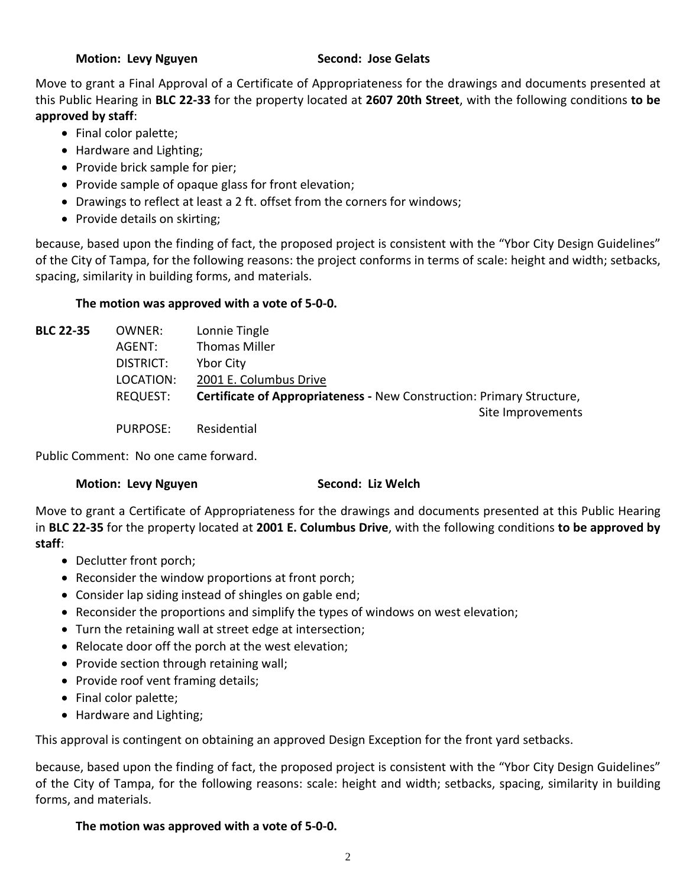**Motion: Levy Nguyen** **Second: Jose Gelats**

Move to grant a Final Approval of a Certificate of Appropriateness for the drawings and documents presented at this Public Hearing in **BLC 22-33** for the property located at **2607 20th Street**, with the following conditions **to be approved by staff**:

- Final color palette;
- Hardware and Lighting;
- Provide brick sample for pier;
- Provide sample of opaque glass for front elevation;
- Drawings to reflect at least a 2 ft. offset from the corners for windows;
- Provide details on skirting;

because, based upon the finding of fact, the proposed project is consistent with the "Ybor City Design Guidelines" of the City of Tampa, for the following reasons: the project conforms in terms of scale: height and width; setbacks, spacing, similarity in building forms, and materials.

**The motion was approved with a vote of 5-0-0.**

| **BLC 22-35** | OWNER: | Lonnie Tingle |
|---|---|---|
| | AGENT: | Thomas Miller |
| | DISTRICT: | Ybor City |
| | LOCATION: | 2001 E. Columbus Drive |
| | REQUEST: | **Certificate of Appropriateness -** New Construction: Primary Structure, Site Improvements |
| | PURPOSE: | Residential |

Public Comment: No one came forward.

**Motion: Levy Nguyen** **Second: Liz Welch**

Move to grant a Certificate of Appropriateness for the drawings and documents presented at this Public Hearing in **BLC 22-35** for the property located at **2001 E. Columbus Drive**, with the following conditions **to be approved by staff**:

- Declutter front porch;
- Reconsider the window proportions at front porch;
- Consider lap siding instead of shingles on gable end;
- Reconsider the proportions and simplify the types of windows on west elevation;
- Turn the retaining wall at street edge at intersection;
- Relocate door off the porch at the west elevation;
- Provide section through retaining wall;
- Provide roof vent framing details;
- Final color palette;
- Hardware and Lighting;

This approval is contingent on obtaining an approved Design Exception for the front yard setbacks.

because, based upon the finding of fact, the proposed project is consistent with the "Ybor City Design Guidelines" of the City of Tampa, for the following reasons: scale: height and width; setbacks, spacing, similarity in building forms, and materials.

**The motion was approved with a vote of 5-0-0.**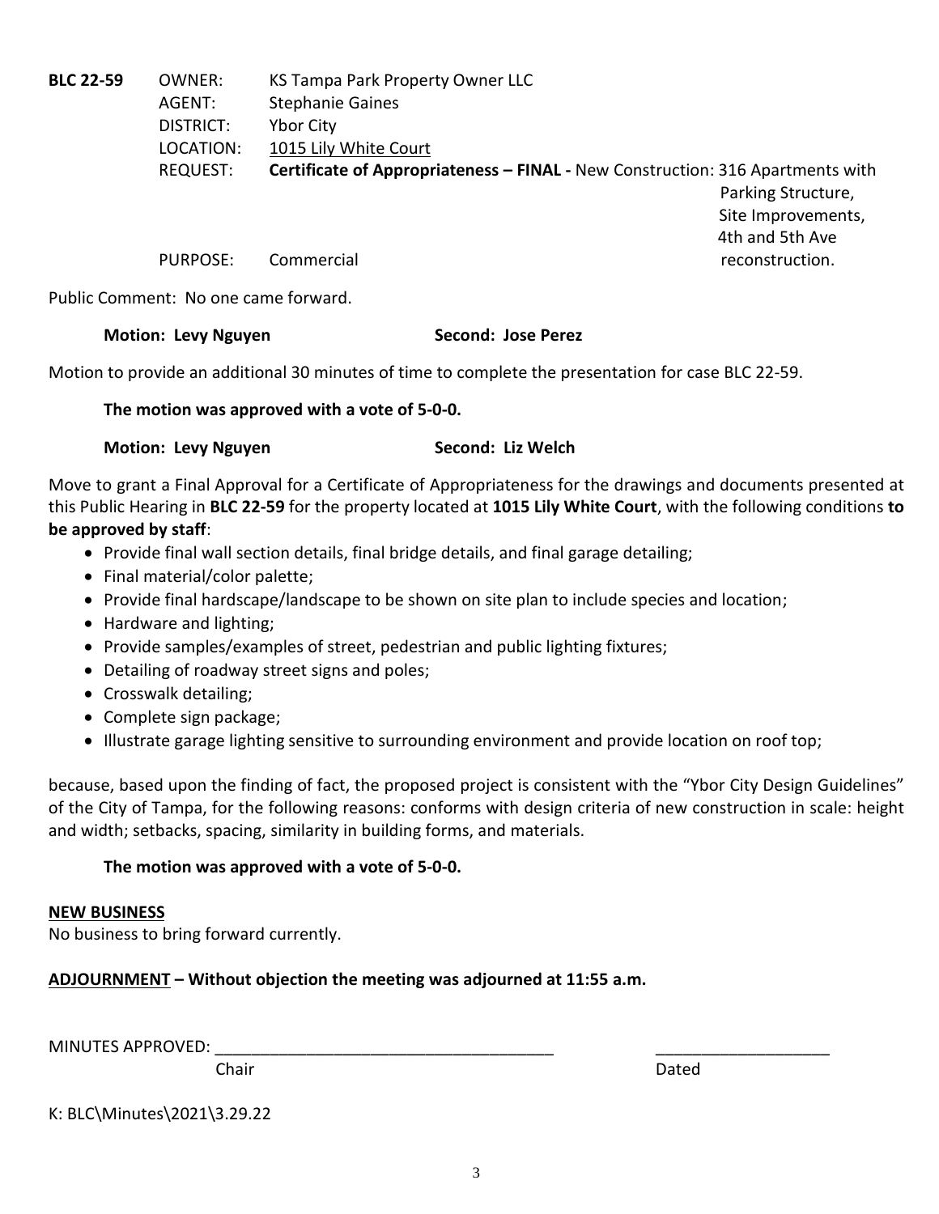**BLC 22-59**
OWNER: KS Tampa Park Property Owner LLC
AGENT: Stephanie Gaines
DISTRICT: Ybor City
LOCATION: 1015 Lily White Court
REQUEST: **Certificate of Appropriateness – FINAL -** New Construction: 316 Apartments with Parking Structure, Site Improvements, 4th and 5th Ave reconstruction.
PURPOSE: Commercial

Public Comment: No one came forward.

**Motion: Levy Nguyen** **Second: Jose Perez**

Motion to provide an additional 30 minutes of time to complete the presentation for case BLC 22-59.

**The motion was approved with a vote of 5-0-0.**

**Motion: Levy Nguyen** **Second: Liz Welch**

Move to grant a Final Approval for a Certificate of Appropriateness for the drawings and documents presented at this Public Hearing in **BLC 22-59** for the property located at **1015 Lily White Court**, with the following conditions **to be approved by staff**:

- Provide final wall section details, final bridge details, and final garage detailing;
- Final material/color palette;
- Provide final hardscape/landscape to be shown on site plan to include species and location;
- Hardware and lighting;
- Provide samples/examples of street, pedestrian and public lighting fixtures;
- Detailing of roadway street signs and poles;
- Crosswalk detailing;
- Complete sign package;
- Illustrate garage lighting sensitive to surrounding environment and provide location on roof top;

because, based upon the finding of fact, the proposed project is consistent with the "Ybor City Design Guidelines" of the City of Tampa, for the following reasons: conforms with design criteria of new construction in scale: height and width; setbacks, spacing, similarity in building forms, and materials.

**The motion was approved with a vote of 5-0-0.**

**NEW BUSINESS**

No business to bring forward currently.

**ADJOURNMENT – Without objection the meeting was adjourned at 11:55 a.m.**

MINUTES APPROVED: ______________________________________ ___________________
Chair Dated

K: BLC\Minutes\2021\3.29.22